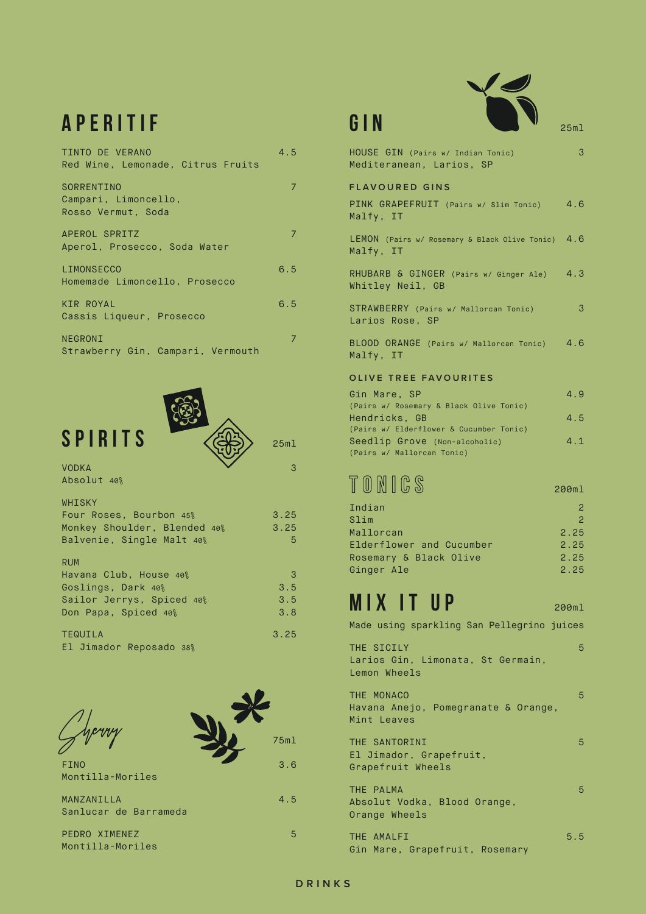## APERITIF

TINTO DE VERANO — 4.5
Red Wine, Lemonade, Citrus Fruits

SORRENTINO — 7
Campari, Limoncello, Rosso Vermut, Soda

APEROL SPRITZ — 7
Aperol, Prosecco, Soda Water

LIMONSECCO — 6.5
Homemade Limoncello, Prosecco

KIR ROYAL — 6.5
Cassis Liqueur, Prosecco

NEGRONI — 7
Strawberry Gin, Campari, Vermouth

## SPIRITS

25ml

VODKA — 3
Absolut 40%

WHISKY

| | |
|---|---|
| Four Roses, Bourbon 45% | 3.25 |
| Monkey Shoulder, Blended 40% | 3.25 |
| Balvenie, Single Malt 40% | 5 |

RUM

| | |
|---|---|
| Havana Club, House 40% | 3 |
| Goslings, Dark 40% | 3.5 |
| Sailor Jerrys, Spiced 40% | 3.5 |
| Don Papa, Spiced 40% | 3.8 |

TEQUILA — 3.25
El Jimador Reposado 38%

## Sherry

75ml

FINO — 3.6
Montilla-Moriles

MANZANILLA — 4.5
Sanlucar de Barrameda

PEDRO XIMENEZ — 5
Montilla-Moriles

## GIN

25ml

HOUSE GIN (Pairs w/ Indian Tonic) — 3
Mediteranean, Larios, SP

### FLAVOURED GINS

PINK GRAPEFRUIT (Pairs w/ Slim Tonic) — 4.6
Malfy, IT

LEMON (Pairs w/ Rosemary & Black Olive Tonic) — 4.6
Malfy, IT

RHUBARB & GINGER (Pairs w/ Ginger Ale) — 4.3
Whitley Neil, GB

STRAWBERRY (Pairs w/ Mallorcan Tonic) — 3
Larios Rose, SP

BLOOD ORANGE (Pairs w/ Mallorcan Tonic) — 4.6
Malfy, IT

### OLIVE TREE FAVOURITES

Gin Mare, SP — 4.9
(Pairs w/ Rosemary & Black Olive Tonic)

Hendricks, GB — 4.5
(Pairs w/ Elderflower & Cucumber Tonic)

Seedlip Grove (Non-alcoholic) — 4.1
(Pairs w/ Mallorcan Tonic)

## TONICS

200ml

| | |
|---|---|
| Indian | 2 |
| Slim | 2 |
| Mallorcan | 2.25 |
| Elderflower and Cucumber | 2.25 |
| Rosemary & Black Olive | 2.25 |
| Ginger Ale | 2.25 |

## MIX IT UP

200ml

Made using sparkling San Pellegrino juices

THE SICILY — 5
Larios Gin, Limonata, St Germain, Lemon Wheels

THE MONACO — 5
Havana Anejo, Pomegranate & Orange, Mint Leaves

THE SANTORINI — 5
El Jimador, Grapefruit, Grapefruit Wheels

THE PALMA — 5
Absolut Vodka, Blood Orange, Orange Wheels

THE AMALFI — 5.5
Gin Mare, Grapefruit, Rosemary

DRINKS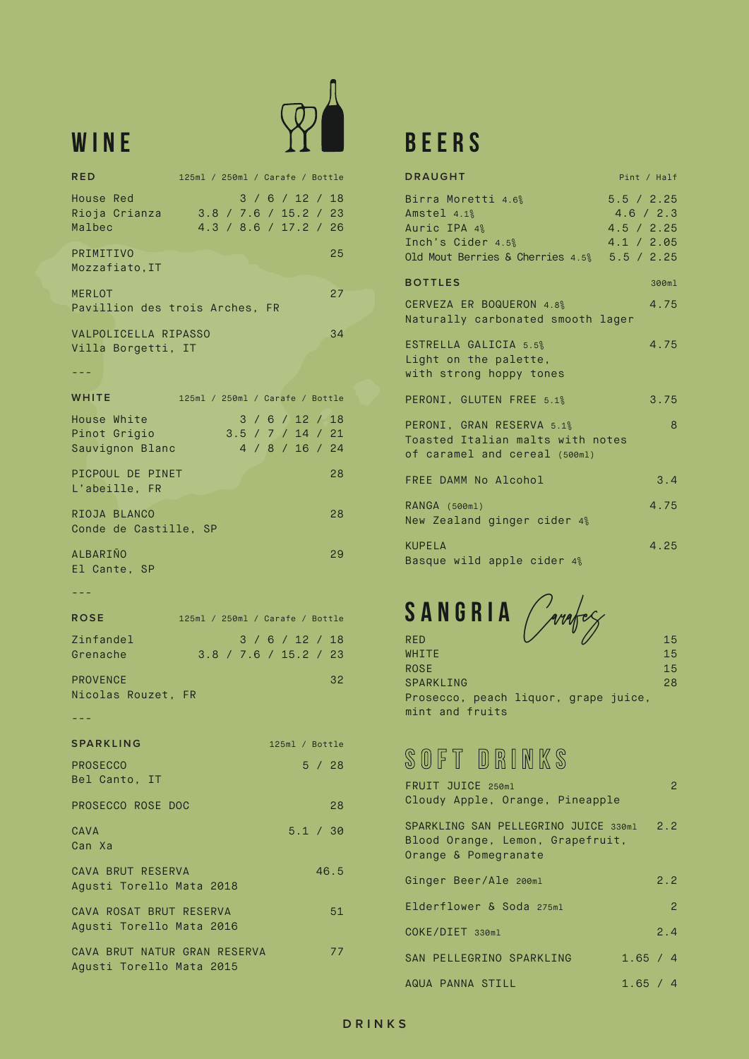# WINE

## RED

| | 125ml / 250ml / Carafe / Bottle |
|---|---|
| House Red | 3 / 6 / 12 / 18 |
| Rioja Crianza | 3.8 / 7.6 / 15.2 / 23 |
| Malbec | 4.3 / 8.6 / 17.2 / 26 |

PRIMITIVO — 25
Mozzafiato, IT

MERLOT — 27
Pavillion des trois Arches, FR

VALPOLICELLA RIPASSO — 34
Villa Borgetti, IT

---

## WHITE

| | 125ml / 250ml / Carafe / Bottle |
|---|---|
| House White | 3 / 6 / 12 / 18 |
| Pinot Grigio | 3.5 / 7 / 14 / 21 |
| Sauvignon Blanc | 4 / 8 / 16 / 24 |

PICPOUL DE PINET — 28
L'abeille, FR

RIOJA BLANCO — 28
Conde de Castille, SP

ALBARIÑO — 29
El Cante, SP

---

## ROSE

| | 125ml / 250ml / Carafe / Bottle |
|---|---|
| Zinfandel | 3 / 6 / 12 / 18 |
| Grenache | 3.8 / 7.6 / 15.2 / 23 |

PROVENCE — 32
Nicolas Rouzet, FR

---

## SPARKLING

125ml / Bottle

PROSECCO — 5 / 28
Bel Canto, IT

PROSECCO ROSE DOC — 28

CAVA — 5.1 / 30
Can Xa

CAVA BRUT RESERVA — 46.5
Agusti Torello Mata 2018

CAVA ROSAT BRUT RESERVA — 51
Agusti Torello Mata 2016

CAVA BRUT NATUR GRAN RESERVA — 77
Agusti Torello Mata 2015

# BEERS

## DRAUGHT

| | Pint / Half |
|---|---|
| Birra Moretti 4.6% | 5.5 / 2.25 |
| Amstel 4.1% | 4.6 / 2.3 |
| Auric IPA 4% | 4.5 / 2.25 |
| Inch's Cider 4.5% | 4.1 / 2.05 |
| Old Mout Berries & Cherries 4.5% | 5.5 / 2.25 |

## BOTTLES

300ml

CERVEZA ER BOQUERON 4.8% — 4.75
Naturally carbonated smooth lager

ESTRELLA GALICIA 5.5% — 4.75
Light on the palette, with strong hoppy tones

PERONI, GLUTEN FREE 5.1% — 3.75

PERONI, GRAN RESERVA 5.1% — 8
Toasted Italian malts with notes of caramel and cereal (500ml)

FREE DAMM No Alcohol — 3.4

RANGA (500ml) — 4.75
New Zealand ginger cider 4%

KUPELA — 4.25
Basque wild apple cider 4%

# SANGRIA *Carafes*

| | |
|---|---|
| RED | 15 |
| WHITE | 15 |
| ROSE | 15 |
| SPARKLING | 28 |

Prosecco, peach liquor, grape juice, mint and fruits

# SOFT DRINKS

FRUIT JUICE 250ml — 2
Cloudy Apple, Orange, Pineapple

SPARKLING SAN PELLEGRINO JUICE 330ml — 2.2
Blood Orange, Lemon, Grapefruit, Orange & Pomegranate

Ginger Beer/Ale 200ml — 2.2

Elderflower & Soda 275ml — 2

COKE/DIET 330ml — 2.4

SAN PELLEGRINO SPARKLING — 1.65 / 4

AQUA PANNA STILL — 1.65 / 4

DRINKS